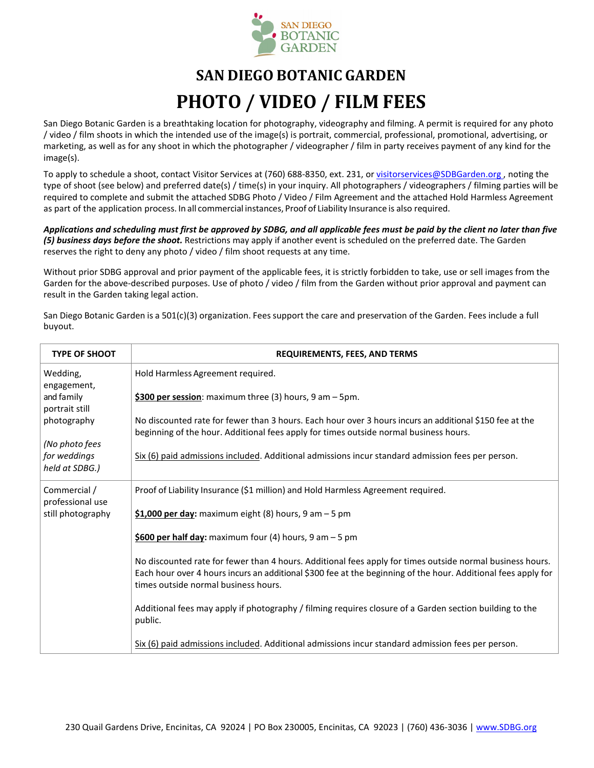# SAN DIEGO BOTANIC GARDEN

# PHOTO / VIDEO / FILM FEES

San Diego Botanic Garden is a breathtaking location for photography, videography and filming. A permit is required for any photo / video / film shoots in which the intended use of the image(s) is portrait, commercial, professional, promotional, advertising, or marketing, as well as for any shoot in which the photographer / videographer / film in party receives payment of any kind for the image(s).

To apply to schedule a shoot, contact Visitor Services at (760) 688-8350, ext. 231, or visitorservices@SDBGarden.org , noting the type of shoot (see below) and preferred date(s) / time(s) in your inquiry. All photographers / videographers / filming parties will be required to complete and submit the attached SDBG Photo / Video / Film Agreement and the attached Hold Harmless Agreement as part of the application process. In all commercial instances, Proof of Liability Insurance is also required.

***Applications and scheduling must first be approved by SDBG, and all applicable fees must be paid by the client no later than five (5) business days before the shoot.*** Restrictions may apply if another event is scheduled on the preferred date. The Garden reserves the right to deny any photo / video / film shoot requests at any time.

Without prior SDBG approval and prior payment of the applicable fees, it is strictly forbidden to take, use or sell images from the Garden for the above-described purposes. Use of photo / video / film from the Garden without prior approval and payment can result in the Garden taking legal action.

San Diego Botanic Garden is a 501(c)(3) organization. Fees support the care and preservation of the Garden. Fees include a full buyout.

| TYPE OF SHOOT | REQUIREMENTS, FEES, AND TERMS |
|---|---|
| Wedding, engagement, and family portrait still photography<br><br>*(No photo fees for weddings held at SDBG.)* | Hold Harmless Agreement required.<br><br>**$300 per session**: maximum three (3) hours, 9 am – 5pm.<br><br>No discounted rate for fewer than 3 hours. Each hour over 3 hours incurs an additional $150 fee at the beginning of the hour. Additional fees apply for times outside normal business hours.<br><br>Six (6) paid admissions included. Additional admissions incur standard admission fees per person. |
| Commercial / professional use still photography | Proof of Liability Insurance ($1 million) and Hold Harmless Agreement required.<br><br>**$1,000 per day:** maximum eight (8) hours, 9 am – 5 pm<br><br>**$600 per half day:** maximum four (4) hours, 9 am – 5 pm<br><br>No discounted rate for fewer than 4 hours. Additional fees apply for times outside normal business hours. Each hour over 4 hours incurs an additional $300 fee at the beginning of the hour. Additional fees apply for times outside normal business hours.<br><br>Additional fees may apply if photography / filming requires closure of a Garden section building to the public.<br><br>Six (6) paid admissions included. Additional admissions incur standard admission fees per person. |

230 Quail Gardens Drive, Encinitas, CA 92024 | PO Box 230005, Encinitas, CA 92023 | (760) 436-3036 | www.SDBG.org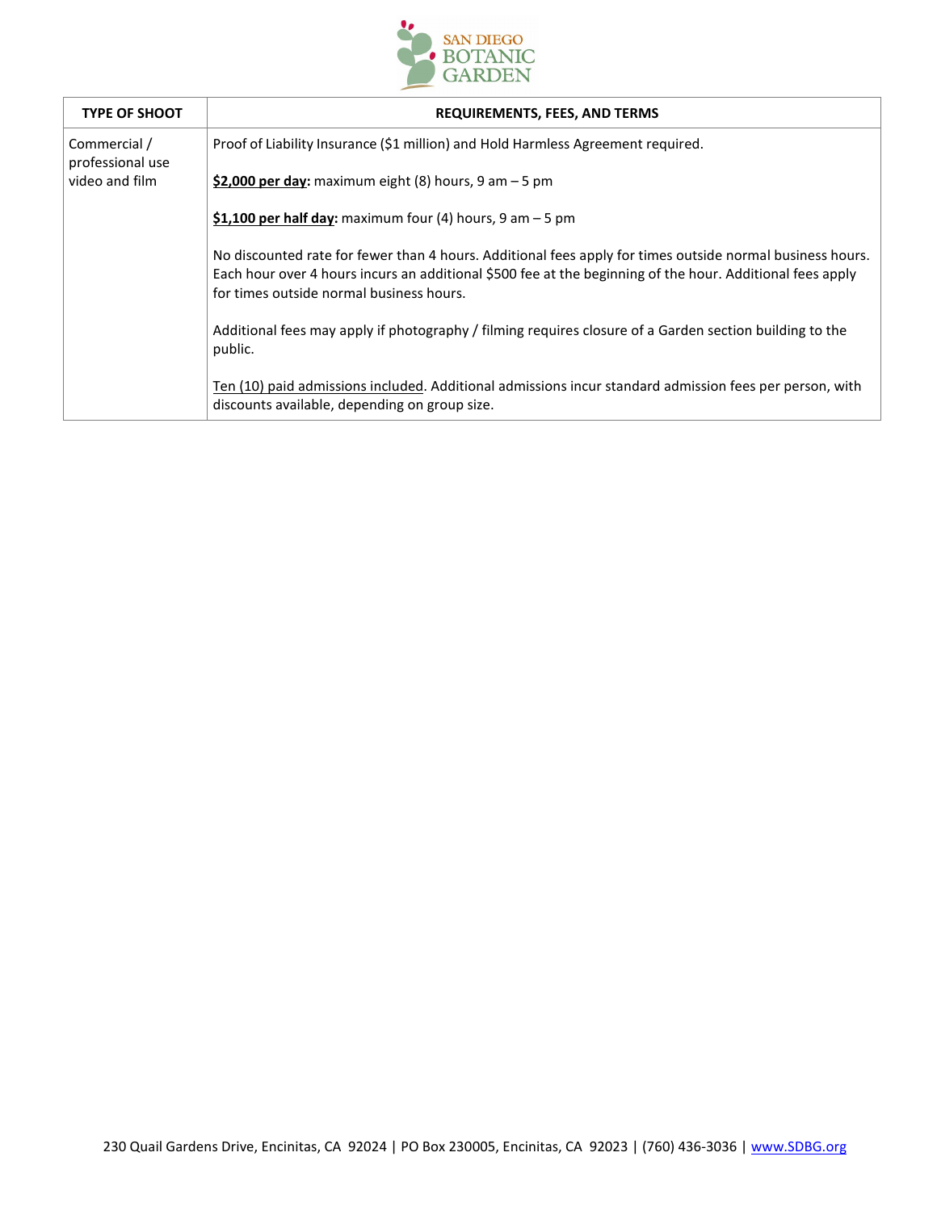| TYPE OF SHOOT | REQUIREMENTS, FEES, AND TERMS |
|---|---|
| Commercial / professional use video and film | Proof of Liability Insurance ($1 million) and Hold Harmless Agreement required.<br><br>**$2,000 per day:** maximum eight (8) hours, 9 am – 5 pm<br><br>**$1,100 per half day:** maximum four (4) hours, 9 am – 5 pm<br><br>No discounted rate for fewer than 4 hours. Additional fees apply for times outside normal business hours. Each hour over 4 hours incurs an additional $500 fee at the beginning of the hour. Additional fees apply for times outside normal business hours.<br><br>Additional fees may apply if photography / filming requires closure of a Garden section building to the public.<br><br>Ten (10) paid admissions included. Additional admissions incur standard admission fees per person, with discounts available, depending on group size. |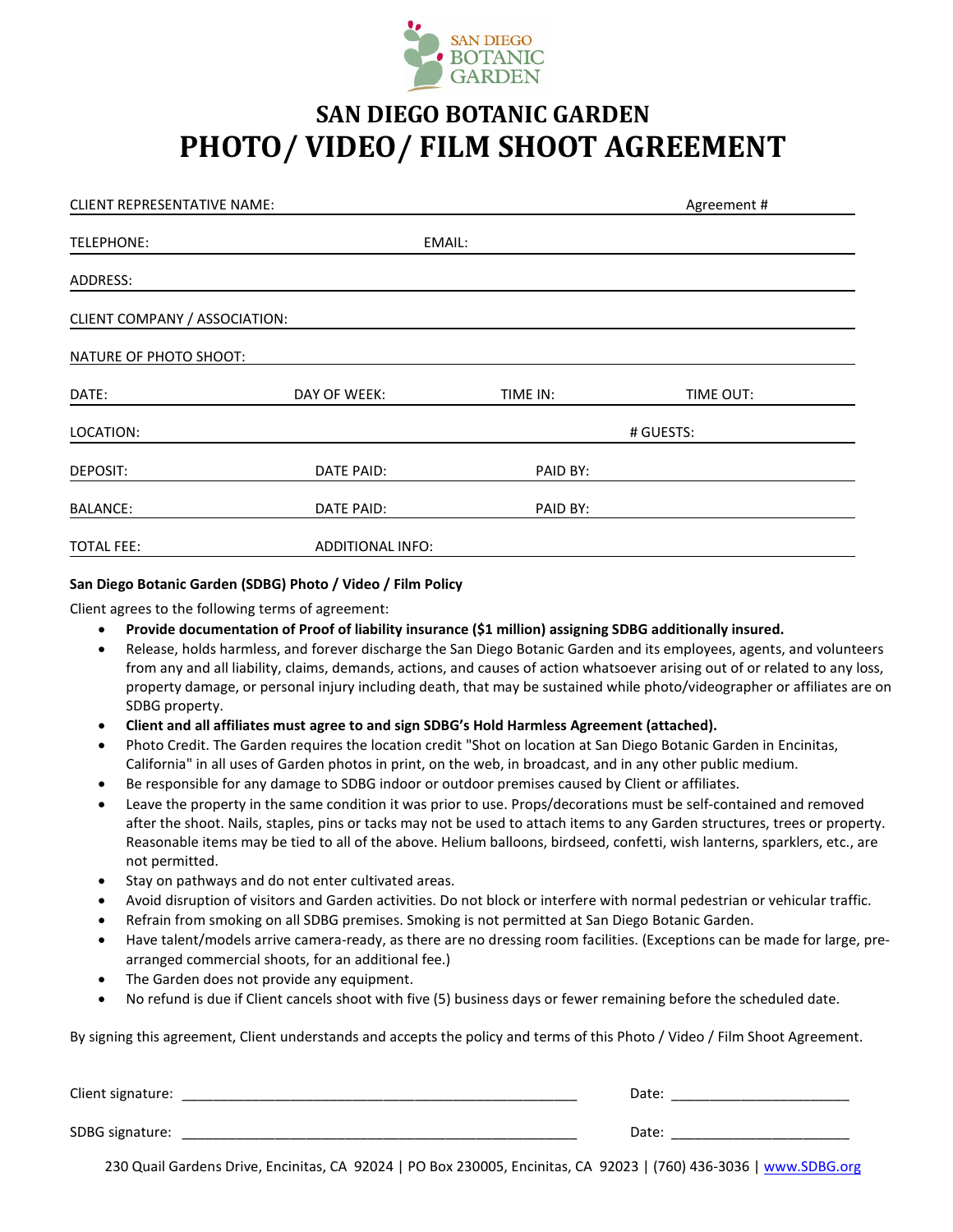SAN DIEGO BOTANIC GARDEN

# SAN DIEGO BOTANIC GARDEN
# PHOTO/ VIDEO/ FILM SHOOT AGREEMENT

CLIENT REPRESENTATIVE NAME: Agreement #

TELEPHONE: EMAIL:

ADDRESS:

CLIENT COMPANY / ASSOCIATION:

NATURE OF PHOTO SHOOT:

DATE: DAY OF WEEK: TIME IN: TIME OUT:

LOCATION: # GUESTS:

DEPOSIT: DATE PAID: PAID BY:

BALANCE: DATE PAID: PAID BY:

TOTAL FEE: ADDITIONAL INFO:

**San Diego Botanic Garden (SDBG) Photo / Video / Film Policy**

Client agrees to the following terms of agreement:

- **Provide documentation of Proof of liability insurance ($1 million) assigning SDBG additionally insured.**
- Release, holds harmless, and forever discharge the San Diego Botanic Garden and its employees, agents, and volunteers from any and all liability, claims, demands, actions, and causes of action whatsoever arising out of or related to any loss, property damage, or personal injury including death, that may be sustained while photo/videographer or affiliates are on SDBG property.
- **Client and all affiliates must agree to and sign SDBG's Hold Harmless Agreement (attached).**
- Photo Credit. The Garden requires the location credit "Shot on location at San Diego Botanic Garden in Encinitas, California" in all uses of Garden photos in print, on the web, in broadcast, and in any other public medium.
- Be responsible for any damage to SDBG indoor or outdoor premises caused by Client or affiliates.
- Leave the property in the same condition it was prior to use. Props/decorations must be self-contained and removed after the shoot. Nails, staples, pins or tacks may not be used to attach items to any Garden structures, trees or property. Reasonable items may be tied to all of the above. Helium balloons, birdseed, confetti, wish lanterns, sparklers, etc., are not permitted.
- Stay on pathways and do not enter cultivated areas.
- Avoid disruption of visitors and Garden activities. Do not block or interfere with normal pedestrian or vehicular traffic.
- Refrain from smoking on all SDBG premises. Smoking is not permitted at San Diego Botanic Garden.
- Have talent/models arrive camera-ready, as there are no dressing room facilities. (Exceptions can be made for large, pre-arranged commercial shoots, for an additional fee.)
- The Garden does not provide any equipment.
- No refund is due if Client cancels shoot with five (5) business days or fewer remaining before the scheduled date.

By signing this agreement, Client understands and accepts the policy and terms of this Photo / Video / Film Shoot Agreement.

Client signature: ___________________________________________________ Date: _______________________

SDBG signature: ___________________________________________________ Date: _______________________

230 Quail Gardens Drive, Encinitas, CA 92024 | PO Box 230005, Encinitas, CA 92023 | (760) 436-3036 | www.SDBG.org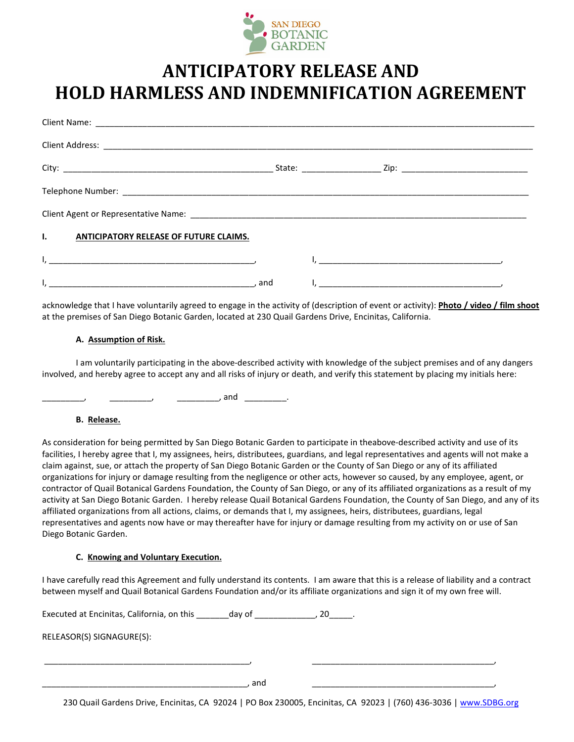SAN DIEGO BOTANIC GARDEN

# ANTICIPATORY RELEASE AND HOLD HARMLESS AND INDEMNIFICATION AGREEMENT

Client Name: ____________________________________________________________________________

Client Address: __________________________________________________________________________

City: ________________________________________ State: _______________ Zip: _________________________

Telephone Number: _______________________________________________________________________

Client Agent or Representative Name: ______________________________________________________

**I. ANTICIPATORY RELEASE OF FUTURE CLAIMS.**

I, _____________________________________________, I, ______________________________________,

I, _____________________________________________, and I, ______________________________________,

acknowledge that I have voluntarily agreed to engage in the activity of (description of event or activity): **Photo / video / film shoot** at the premises of San Diego Botanic Garden, located at 230 Quail Gardens Drive, Encinitas, California.

**A. Assumption of Risk.**

I am voluntarily participating in the above-described activity with knowledge of the subject premises and of any dangers involved, and hereby agree to accept any and all risks of injury or death, and verify this statement by placing my initials here:

_________, _________, _________, and _________.

**B. Release.**

As consideration for being permitted by San Diego Botanic Garden to participate in theabove-described activity and use of its facilities, I hereby agree that I, my assignees, heirs, distributees, guardians, and legal representatives and agents will not make a claim against, sue, or attach the property of San Diego Botanic Garden or the County of San Diego or any of its affiliated organizations for injury or damage resulting from the negligence or other acts, however so caused, by any employee, agent, or contractor of Quail Botanical Gardens Foundation, the County of San Diego, or any of its affiliated organizations as a result of my activity at San Diego Botanic Garden. I hereby release Quail Botanical Gardens Foundation, the County of San Diego, and any of its affiliated organizations from all actions, claims, or demands that I, my assignees, heirs, distributees, guardians, legal representatives and agents now have or may thereafter have for injury or damage resulting from my activity on or use of San Diego Botanic Garden.

**C. Knowing and Voluntary Execution.**

I have carefully read this Agreement and fully understand its contents. I am aware that this is a release of liability and a contract between myself and Quail Botanical Gardens Foundation and/or its affiliate organizations and sign it of my own free will.

Executed at Encinitas, California, on this _______day of _____________, 20_____.

RELEASOR(S) SIGNAGURE(S):

_____________________________________________, ______________________________________,

_____________________________________________, and ______________________________________,

230 Quail Gardens Drive, Encinitas, CA 92024 | PO Box 230005, Encinitas, CA 92023 | (760) 436-3036 | www.SDBG.org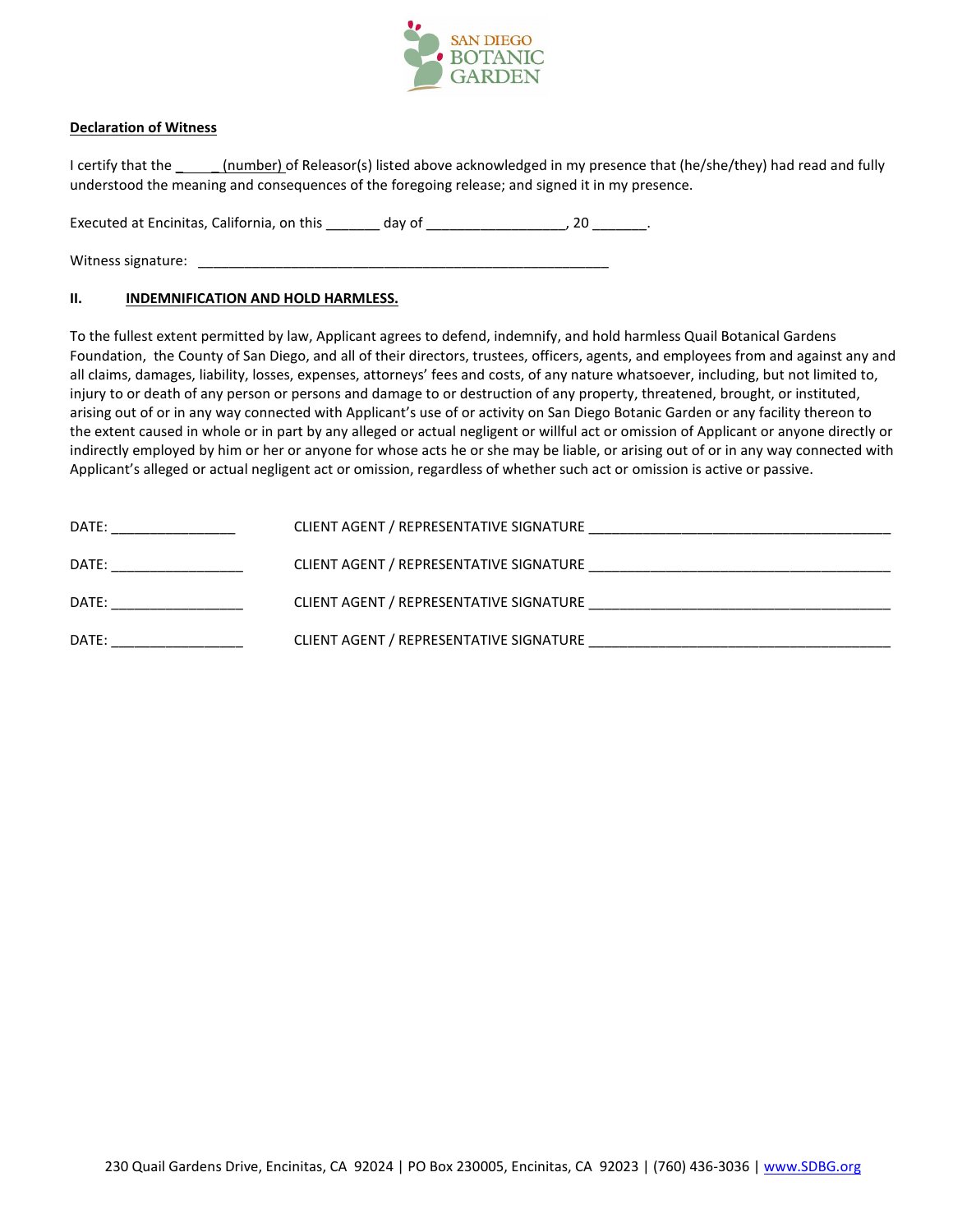**Declaration of Witness**

I certify that the ______ (number) of Releasor(s) listed above acknowledged in my presence that (he/she/they) had read and fully understood the meaning and consequences of the foregoing release; and signed it in my presence.

Executed at Encinitas, California, on this _______ day of __________________, 20 _______.

Witness signature: ________________________________________________________

**II. INDEMNIFICATION AND HOLD HARMLESS.**

To the fullest extent permitted by law, Applicant agrees to defend, indemnify, and hold harmless Quail Botanical Gardens Foundation, the County of San Diego, and all of their directors, trustees, officers, agents, and employees from and against any and all claims, damages, liability, losses, expenses, attorneys' fees and costs, of any nature whatsoever, including, but not limited to, injury to or death of any person or persons and damage to or destruction of any property, threatened, brought, or instituted, arising out of or in any way connected with Applicant's use of or activity on San Diego Botanic Garden or any facility thereon to the extent caused in whole or in part by any alleged or actual negligent or willful act or omission of Applicant or anyone directly or indirectly employed by him or her or anyone for whose acts he or she may be liable, or arising out of or in any way connected with Applicant's alleged or actual negligent act or omission, regardless of whether such act or omission is active or passive.

DATE: ________________ CLIENT AGENT / REPRESENTATIVE SIGNATURE ________________________________________

DATE: _________________ CLIENT AGENT / REPRESENTATIVE SIGNATURE ________________________________________

DATE: _________________ CLIENT AGENT / REPRESENTATIVE SIGNATURE ________________________________________

DATE: _________________ CLIENT AGENT / REPRESENTATIVE SIGNATURE ________________________________________

230 Quail Gardens Drive, Encinitas, CA 92024 | PO Box 230005, Encinitas, CA 92023 | (760) 436-3036 | www.SDBG.org